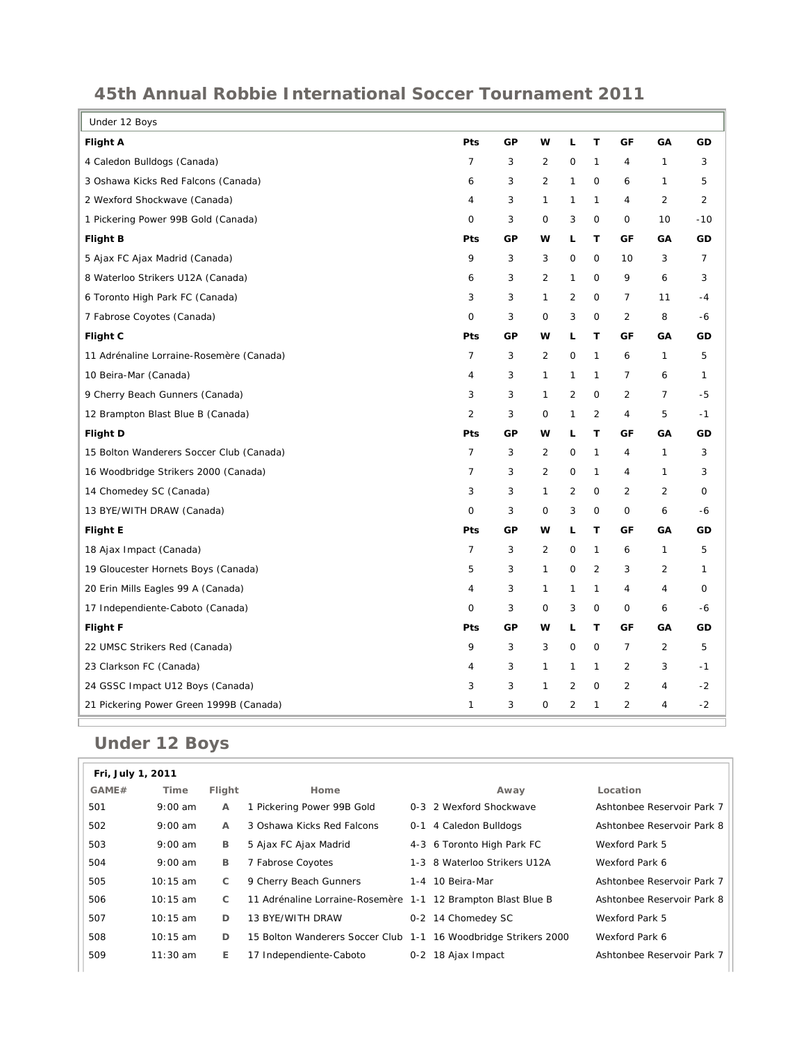# 45th Annual Robbie International Soccer Tournament 2011

| Under 12 Boys | | | | | | | | |
|---|---|---|---|---|---|---|---|---|
| **Flight A** | **Pts** | **GP** | **W** | **L** | **T** | **GF** | **GA** | **GD** |
| 4 Caledon Bulldogs (Canada) | 7 | 3 | 2 | 0 | 1 | 4 | 1 | 3 |
| 3 Oshawa Kicks Red Falcons (Canada) | 6 | 3 | 2 | 1 | 0 | 6 | 1 | 5 |
| 2 Wexford Shockwave (Canada) | 4 | 3 | 1 | 1 | 1 | 4 | 2 | 2 |
| 1 Pickering Power 99B Gold (Canada) | 0 | 3 | 0 | 3 | 0 | 0 | 10 | -10 |
| **Flight B** | **Pts** | **GP** | **W** | **L** | **T** | **GF** | **GA** | **GD** |
| 5 Ajax FC Ajax Madrid (Canada) | 9 | 3 | 3 | 0 | 0 | 10 | 3 | 7 |
| 8 Waterloo Strikers U12A (Canada) | 6 | 3 | 2 | 1 | 0 | 9 | 6 | 3 |
| 6 Toronto High Park FC (Canada) | 3 | 3 | 1 | 2 | 0 | 7 | 11 | -4 |
| 7 Fabrose Coyotes (Canada) | 0 | 3 | 0 | 3 | 0 | 2 | 8 | -6 |
| **Flight C** | **Pts** | **GP** | **W** | **L** | **T** | **GF** | **GA** | **GD** |
| 11 Adrénaline Lorraine-Rosemère (Canada) | 7 | 3 | 2 | 0 | 1 | 6 | 1 | 5 |
| 10 Beira-Mar (Canada) | 4 | 3 | 1 | 1 | 1 | 7 | 6 | 1 |
| 9 Cherry Beach Gunners (Canada) | 3 | 3 | 1 | 2 | 0 | 2 | 7 | -5 |
| 12 Brampton Blast Blue B (Canada) | 2 | 3 | 0 | 1 | 2 | 4 | 5 | -1 |
| **Flight D** | **Pts** | **GP** | **W** | **L** | **T** | **GF** | **GA** | **GD** |
| 15 Bolton Wanderers Soccer Club (Canada) | 7 | 3 | 2 | 0 | 1 | 4 | 1 | 3 |
| 16 Woodbridge Strikers 2000 (Canada) | 7 | 3 | 2 | 0 | 1 | 4 | 1 | 3 |
| 14 Chomedey SC (Canada) | 3 | 3 | 1 | 2 | 0 | 2 | 2 | 0 |
| 13 BYE/WITH DRAW (Canada) | 0 | 3 | 0 | 3 | 0 | 0 | 6 | -6 |
| **Flight E** | **Pts** | **GP** | **W** | **L** | **T** | **GF** | **GA** | **GD** |
| 18 Ajax Impact (Canada) | 7 | 3 | 2 | 0 | 1 | 6 | 1 | 5 |
| 19 Gloucester Hornets Boys (Canada) | 5 | 3 | 1 | 0 | 2 | 3 | 2 | 1 |
| 20 Erin Mills Eagles 99 A (Canada) | 4 | 3 | 1 | 1 | 1 | 4 | 4 | 0 |
| 17 Independiente-Caboto (Canada) | 0 | 3 | 0 | 3 | 0 | 0 | 6 | -6 |
| **Flight F** | **Pts** | **GP** | **W** | **L** | **T** | **GF** | **GA** | **GD** |
| 22 UMSC Strikers Red (Canada) | 9 | 3 | 3 | 0 | 0 | 7 | 2 | 5 |
| 23 Clarkson FC (Canada) | 4 | 3 | 1 | 1 | 1 | 2 | 3 | -1 |
| 24 GSSC Impact U12 Boys (Canada) | 3 | 3 | 1 | 2 | 0 | 2 | 4 | -2 |
| 21 Pickering Power Green 1999B (Canada) | 1 | 3 | 0 | 2 | 1 | 2 | 4 | -2 |

## Under 12 Boys

**Fri, July 1, 2011**

| GAME# | Time | Flight | Home | | Away | Location |
|---|---|---|---|---|---|---|
| 501 | 9:00 am | A | 1 Pickering Power 99B Gold | 0-3 | 2 Wexford Shockwave | Ashtonbee Reservoir Park 7 |
| 502 | 9:00 am | A | 3 Oshawa Kicks Red Falcons | 0-1 | 4 Caledon Bulldogs | Ashtonbee Reservoir Park 8 |
| 503 | 9:00 am | B | 5 Ajax FC Ajax Madrid | 4-3 | 6 Toronto High Park FC | Wexford Park 5 |
| 504 | 9:00 am | B | 7 Fabrose Coyotes | 1-3 | 8 Waterloo Strikers U12A | Wexford Park 6 |
| 505 | 10:15 am | C | 9 Cherry Beach Gunners | 1-4 | 10 Beira-Mar | Ashtonbee Reservoir Park 7 |
| 506 | 10:15 am | C | 11 Adrénaline Lorraine-Rosemère | 1-1 | 12 Brampton Blast Blue B | Ashtonbee Reservoir Park 8 |
| 507 | 10:15 am | D | 13 BYE/WITH DRAW | 0-2 | 14 Chomedey SC | Wexford Park 5 |
| 508 | 10:15 am | D | 15 Bolton Wanderers Soccer Club | 1-1 | 16 Woodbridge Strikers 2000 | Wexford Park 6 |
| 509 | 11:30 am | E | 17 Independiente-Caboto | 0-2 | 18 Ajax Impact | Ashtonbee Reservoir Park 7 |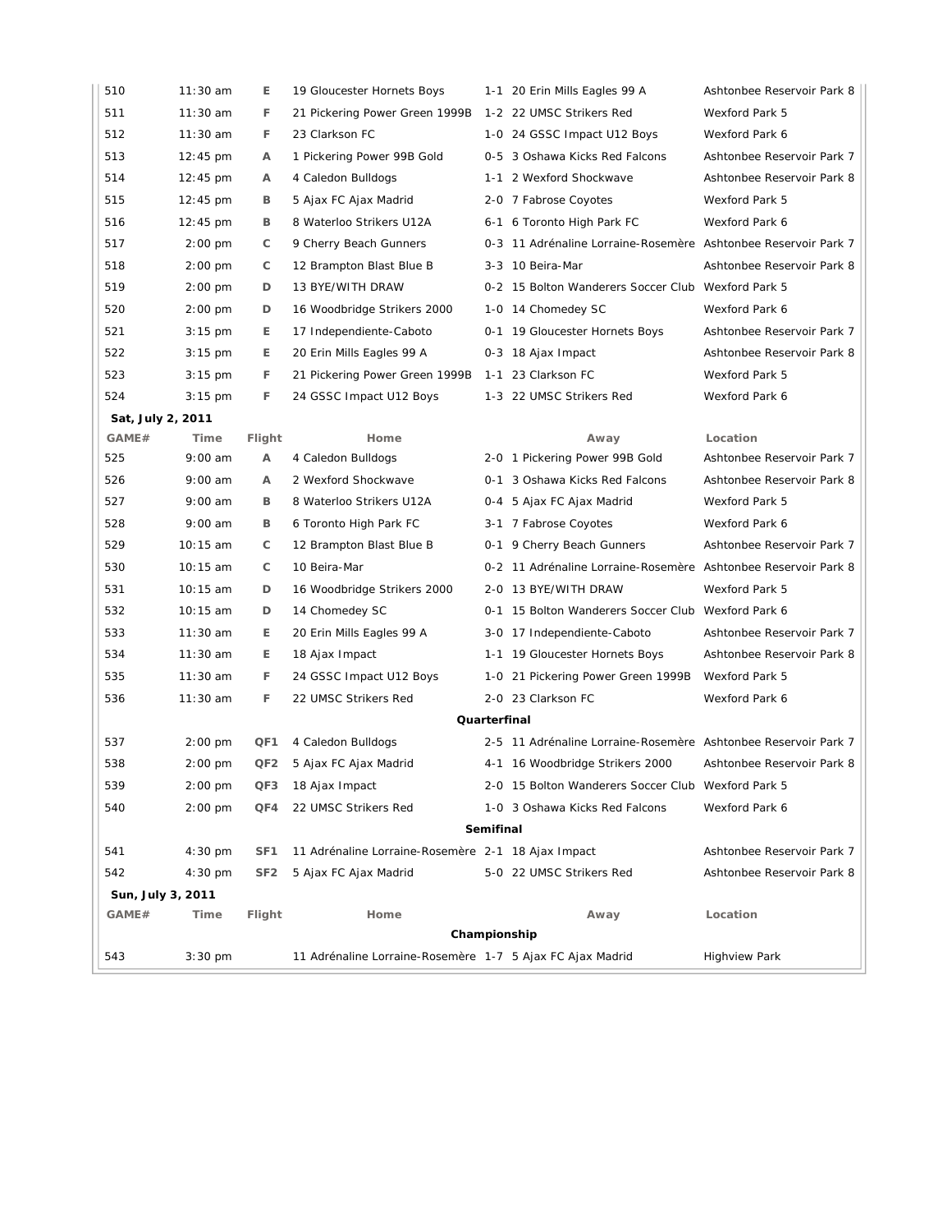| | | | | | | |
|---|---|---|---|---|---|---|
| 510 | 11:30 am | E | 19 Gloucester Hornets Boys | 1-1 | 20 Erin Mills Eagles 99 A | Ashtonbee Reservoir Park 8 |
| 511 | 11:30 am | F | 21 Pickering Power Green 1999B | 1-2 | 22 UMSC Strikers Red | Wexford Park 5 |
| 512 | 11:30 am | F | 23 Clarkson FC | 1-0 | 24 GSSC Impact U12 Boys | Wexford Park 6 |
| 513 | 12:45 pm | A | 1 Pickering Power 99B Gold | 0-5 | 3 Oshawa Kicks Red Falcons | Ashtonbee Reservoir Park 7 |
| 514 | 12:45 pm | A | 4 Caledon Bulldogs | 1-1 | 2 Wexford Shockwave | Ashtonbee Reservoir Park 8 |
| 515 | 12:45 pm | B | 5 Ajax FC Ajax Madrid | 2-0 | 7 Fabrose Coyotes | Wexford Park 5 |
| 516 | 12:45 pm | B | 8 Waterloo Strikers U12A | 6-1 | 6 Toronto High Park FC | Wexford Park 6 |
| 517 | 2:00 pm | C | 9 Cherry Beach Gunners | 0-3 | 11 Adrénaline Lorraine-Rosemère | Ashtonbee Reservoir Park 7 |
| 518 | 2:00 pm | C | 12 Brampton Blast Blue B | 3-3 | 10 Beira-Mar | Ashtonbee Reservoir Park 8 |
| 519 | 2:00 pm | D | 13 BYE/WITH DRAW | 0-2 | 15 Bolton Wanderers Soccer Club | Wexford Park 5 |
| 520 | 2:00 pm | D | 16 Woodbridge Strikers 2000 | 1-0 | 14 Chomedey SC | Wexford Park 6 |
| 521 | 3:15 pm | E | 17 Independiente-Caboto | 0-1 | 19 Gloucester Hornets Boys | Ashtonbee Reservoir Park 7 |
| 522 | 3:15 pm | E | 20 Erin Mills Eagles 99 A | 0-3 | 18 Ajax Impact | Ashtonbee Reservoir Park 8 |
| 523 | 3:15 pm | F | 21 Pickering Power Green 1999B | 1-1 | 23 Clarkson FC | Wexford Park 5 |
| 524 | 3:15 pm | F | 24 GSSC Impact U12 Boys | 1-3 | 22 UMSC Strikers Red | Wexford Park 6 |

**Sat, July 2, 2011**

| GAME# | Time | Flight | Home | | Away | Location |
|---|---|---|---|---|---|---|
| 525 | 9:00 am | A | 4 Caledon Bulldogs | 2-0 | 1 Pickering Power 99B Gold | Ashtonbee Reservoir Park 7 |
| 526 | 9:00 am | A | 2 Wexford Shockwave | 0-1 | 3 Oshawa Kicks Red Falcons | Ashtonbee Reservoir Park 8 |
| 527 | 9:00 am | B | 8 Waterloo Strikers U12A | 0-4 | 5 Ajax FC Ajax Madrid | Wexford Park 5 |
| 528 | 9:00 am | B | 6 Toronto High Park FC | 3-1 | 7 Fabrose Coyotes | Wexford Park 6 |
| 529 | 10:15 am | C | 12 Brampton Blast Blue B | 0-1 | 9 Cherry Beach Gunners | Ashtonbee Reservoir Park 7 |
| 530 | 10:15 am | C | 10 Beira-Mar | 0-2 | 11 Adrénaline Lorraine-Rosemère | Ashtonbee Reservoir Park 8 |
| 531 | 10:15 am | D | 16 Woodbridge Strikers 2000 | 2-0 | 13 BYE/WITH DRAW | Wexford Park 5 |
| 532 | 10:15 am | D | 14 Chomedey SC | 0-1 | 15 Bolton Wanderers Soccer Club | Wexford Park 6 |
| 533 | 11:30 am | E | 20 Erin Mills Eagles 99 A | 3-0 | 17 Independiente-Caboto | Ashtonbee Reservoir Park 7 |
| 534 | 11:30 am | E | 18 Ajax Impact | 1-1 | 19 Gloucester Hornets Boys | Ashtonbee Reservoir Park 8 |
| 535 | 11:30 am | F | 24 GSSC Impact U12 Boys | 1-0 | 21 Pickering Power Green 1999B | Wexford Park 5 |
| 536 | 11:30 am | F | 22 UMSC Strikers Red | 2-0 | 23 Clarkson FC | Wexford Park 6 |
| | | | | **Quarterfinal** | | |
| 537 | 2:00 pm | QF1 | 4 Caledon Bulldogs | 2-5 | 11 Adrénaline Lorraine-Rosemère | Ashtonbee Reservoir Park 7 |
| 538 | 2:00 pm | QF2 | 5 Ajax FC Ajax Madrid | 4-1 | 16 Woodbridge Strikers 2000 | Ashtonbee Reservoir Park 8 |
| 539 | 2:00 pm | QF3 | 18 Ajax Impact | 2-0 | 15 Bolton Wanderers Soccer Club | Wexford Park 5 |
| 540 | 2:00 pm | QF4 | 22 UMSC Strikers Red | 1-0 | 3 Oshawa Kicks Red Falcons | Wexford Park 6 |
| | | | | **Semifinal** | | |
| 541 | 4:30 pm | SF1 | 11 Adrénaline Lorraine-Rosemère | 2-1 | 18 Ajax Impact | Ashtonbee Reservoir Park 7 |
| 542 | 4:30 pm | SF2 | 5 Ajax FC Ajax Madrid | 5-0 | 22 UMSC Strikers Red | Ashtonbee Reservoir Park 8 |

**Sun, July 3, 2011**

| GAME# | Time | Flight | Home | | Away | Location |
|---|---|---|---|---|---|---|
| | | | | **Championship** | | |
| 543 | 3:30 pm | | 11 Adrénaline Lorraine-Rosemère | 1-7 | 5 Ajax FC Ajax Madrid | Highview Park |